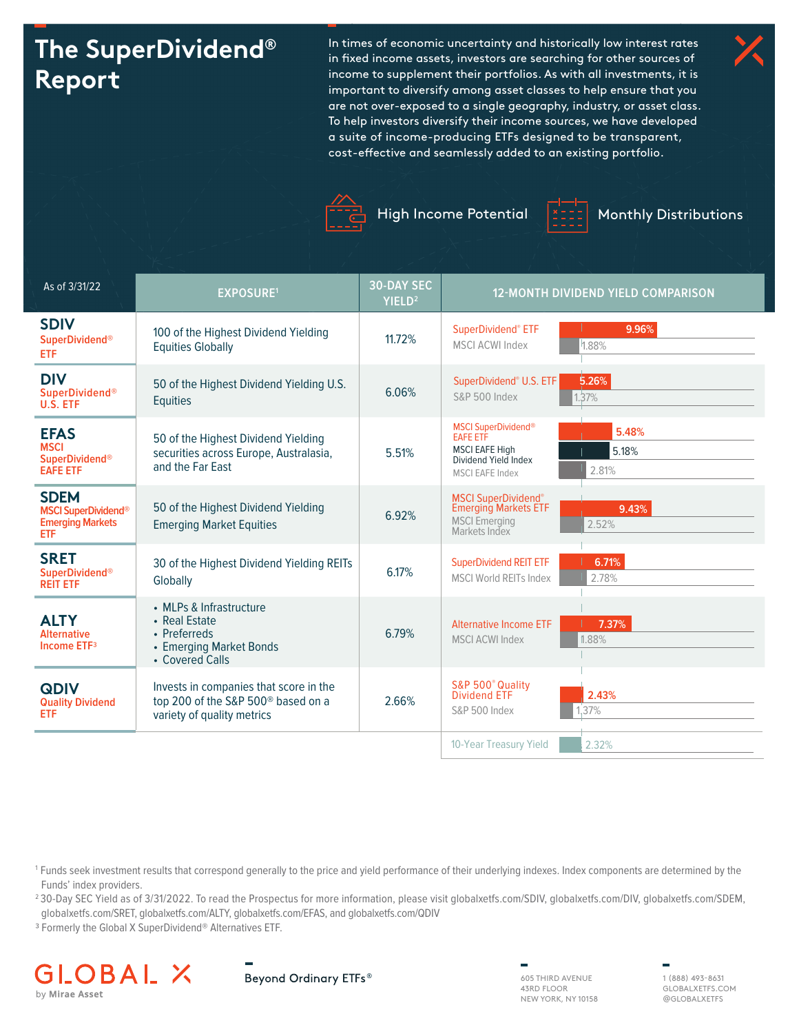# The SuperDividend® Report

In times of economic uncertainty and historically low interest rates in fixed income assets, investors are searching for other sources of income to supplement their portfolios. As with all investments, it is important to diversify among asset classes to help ensure that you are not over-exposed to a single geography, industry, or asset class. To help investors diversify their income sources, we have developed a suite of income-producing ETFs designed to be transparent, cost-effective and seamlessly added to an existing portfolio.

High Income Potential

Monthly Distributions

| As of 3/31/22 | EXPOSURE[1] | 30-DAY SEC YIELD[2] | 12-MONTH DIVIDEND YIELD COMPARISON | |
|---|---|---|---|---|
| **SDIV** SuperDividend® ETF | 100 of the Highest Dividend Yielding Equities Globally | 11.72% | SuperDividend® ETF | 9.96% |
| | | | MSCI ACWI Index | 1.88% |
| **DIV** SuperDividend® U.S. ETF | 50 of the Highest Dividend Yielding U.S. Equities | 6.06% | SuperDividend® U.S. ETF | 5.26% |
| | | | S&P 500 Index | 1.37% |
| **EFAS** MSCI SuperDividend® EAFE ETF | 50 of the Highest Dividend Yielding securities across Europe, Australasia, and the Far East | 5.51% | MSCI SuperDividend® EAFE ETF | 5.48% |
| | | | MSCI EAFE High Dividend Yield Index | 5.18% |
| | | | MSCI EAFE Index | 2.81% |
| **SDEM** MSCI SuperDividend® Emerging Markets ETF | 50 of the Highest Dividend Yielding Emerging Market Equities | 6.92% | MSCI SuperDividend® Emerging Markets ETF | 9.43% |
| | | | MSCI Emerging Markets Index | 2.52% |
| **SRET** SuperDividend® REIT ETF | 30 of the Highest Dividend Yielding REITs Globally | 6.17% | SuperDividend REIT ETF | 6.71% |
| | | | MSCI World REITs Index | 2.78% |
| **ALTY** Alternative Income ETF[3] | • MLPs & Infrastructure<br>• Real Estate<br>• Preferreds<br>• Emerging Market Bonds<br>• Covered Calls | 6.79% | Alternative Income ETF | 7.37% |
| | | | MSCI ACWI Index | 1.88% |
| **QDIV** Quality Dividend ETF | Invests in companies that score in the top 200 of the S&P 500® based on a variety of quality metrics | 2.66% | S&P 500® Quality Dividend ETF | 2.43% |
| | | | S&P 500 Index | 1.37% |
| | | | 10-Year Treasury Yield | 2.32% |

[1] Funds seek investment results that correspond generally to the price and yield performance of their underlying indexes. Index components are determined by the Funds' index providers.

[2] 30-Day SEC Yield as of 3/31/2022. To read the Prospectus for more information, please visit globalxetfs.com/SDIV, globalxetfs.com/DIV, globalxetfs.com/SDEM, globalxetfs.com/SRET, globalxetfs.com/ALTY, globalxetfs.com/EFAS, and globalxetfs.com/QDIV

[3] Formerly the Global X SuperDividend® Alternatives ETF.

GLOBAL X by Mirae Asset

Beyond Ordinary ETFs®

605 THIRD AVENUE
43RD FLOOR
NEW YORK, NY 10158

1 (888) 493-8631
GLOBALXETFS.COM
@GLOBALXETFS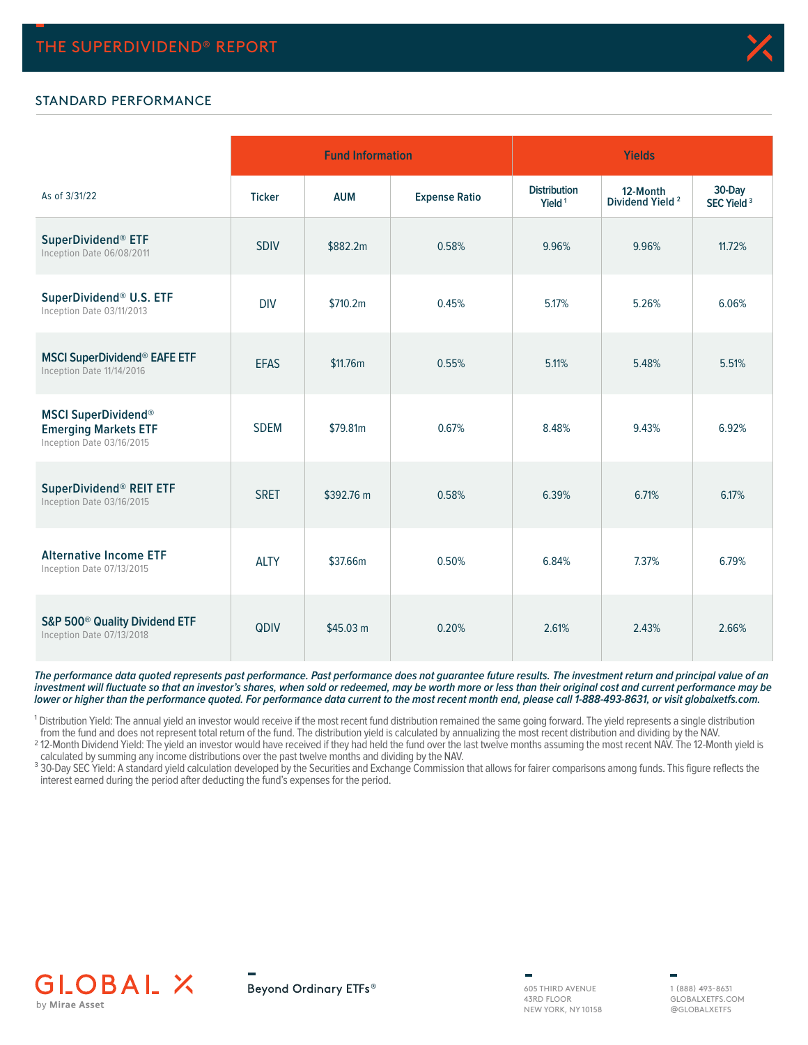## STANDARD PERFORMANCE

| | Fund Information | | | Yields | | |
|---|---|---|---|---|---|---|
| As of 3/31/22 | Ticker | AUM | Expense Ratio | Distribution Yield [1] | 12-Month Dividend Yield [2] | 30-Day SEC Yield [3] |
| **SuperDividend® ETF** Inception Date 06/08/2011 | SDIV | $882.2m | 0.58% | 9.96% | 9.96% | 11.72% |
| **SuperDividend® U.S. ETF** Inception Date 03/11/2013 | DIV | $710.2m | 0.45% | 5.17% | 5.26% | 6.06% |
| **MSCI SuperDividend® EAFE ETF** Inception Date 11/14/2016 | EFAS | $11.76m | 0.55% | 5.11% | 5.48% | 5.51% |
| **MSCI SuperDividend® Emerging Markets ETF** Inception Date 03/16/2015 | SDEM | $79.81m | 0.67% | 8.48% | 9.43% | 6.92% |
| **SuperDividend® REIT ETF** Inception Date 03/16/2015 | SRET | $392.76 m | 0.58% | 6.39% | 6.71% | 6.17% |
| **Alternative Income ETF** Inception Date 07/13/2015 | ALTY | $37.66m | 0.50% | 6.84% | 7.37% | 6.79% |
| **S&P 500® Quality Dividend ETF** Inception Date 07/13/2018 | QDIV | $45.03 m | 0.20% | 2.61% | 2.43% | 2.66% |

***The performance data quoted represents past performance. Past performance does not guarantee future results. The investment return and principal value of an investment will fluctuate so that an investor's shares, when sold or redeemed, may be worth more or less than their original cost and current performance may be lower or higher than the performance quoted. For performance data current to the most recent month end, please call 1-888-493-8631, or visit globalxetfs.com.***

[1] Distribution Yield: The annual yield an investor would receive if the most recent fund distribution remained the same going forward. The yield represents a single distribution from the fund and does not represent total return of the fund. The distribution yield is calculated by annualizing the most recent distribution and dividing by the NAV.

[2] 12-Month Dividend Yield: The yield an investor would have received if they had held the fund over the last twelve months assuming the most recent NAV. The 12-Month yield is calculated by summing any income distributions over the past twelve months and dividing by the NAV.

[3] 30-Day SEC Yield: A standard yield calculation developed by the Securities and Exchange Commission that allows for fairer comparisons among funds. This figure reflects the interest earned during the period after deducting the fund's expenses for the period.

GLOBAL X by Mirae Asset

Beyond Ordinary ETFs®

605 THIRD AVENUE
43RD FLOOR
NEW YORK, NY 10158

1 (888) 493-8631
GLOBALXETFS.COM
@GLOBALXETFS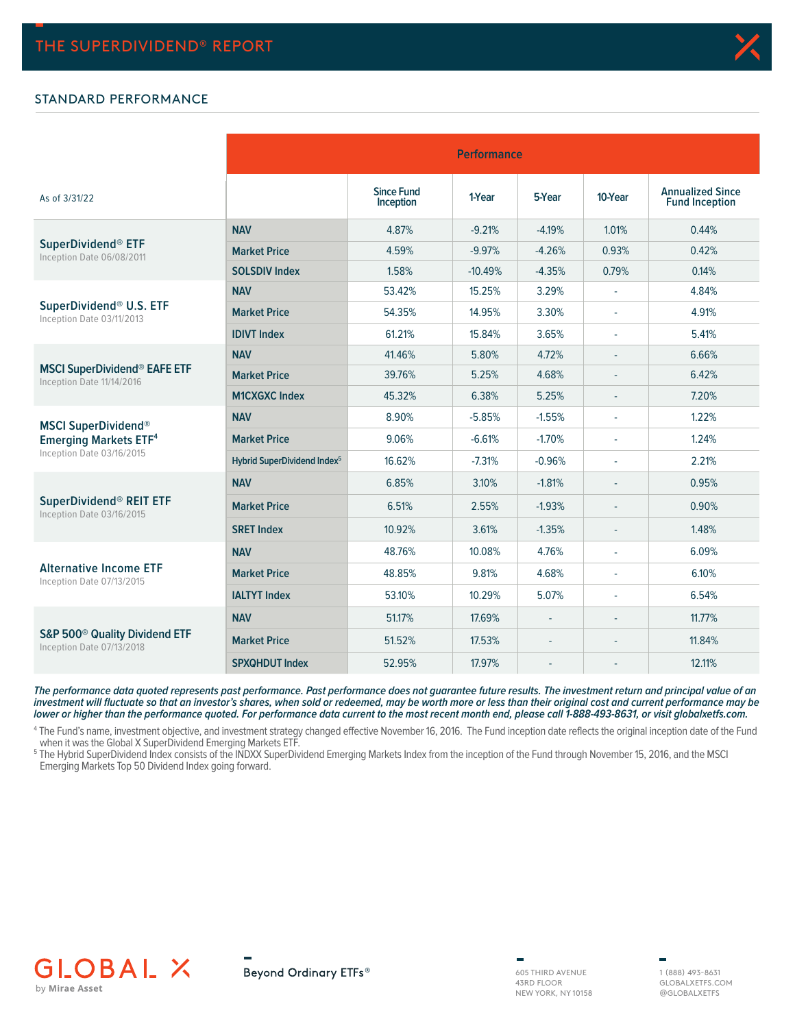## STANDARD PERFORMANCE

| As of 3/31/22 | | Performance | | | | |
|---|---|---|---|---|---|---|
| | | Since Fund Inception | 1-Year | 5-Year | 10-Year | Annualized Since Fund Inception |
| **SuperDividend® ETF**<br>Inception Date 06/08/2011 | **NAV** | 4.87% | -9.21% | -4.19% | 1.01% | 0.44% |
| | **Market Price** | 4.59% | -9.97% | -4.26% | 0.93% | 0.42% |
| | **SOLSDIV Index** | 1.58% | -10.49% | -4.35% | 0.79% | 0.14% |
| **SuperDividend® U.S. ETF**<br>Inception Date 03/11/2013 | **NAV** | 53.42% | 15.25% | 3.29% | - | 4.84% |
| | **Market Price** | 54.35% | 14.95% | 3.30% | - | 4.91% |
| | **IDIVT Index** | 61.21% | 15.84% | 3.65% | - | 5.41% |
| **MSCI SuperDividend® EAFE ETF**<br>Inception Date 11/14/2016 | **NAV** | 41.46% | 5.80% | 4.72% | - | 6.66% |
| | **Market Price** | 39.76% | 5.25% | 4.68% | - | 6.42% |
| | **M1CXGXC Index** | 45.32% | 6.38% | 5.25% | - | 7.20% |
| **MSCI SuperDividend® Emerging Markets ETF**[4]<br>Inception Date 03/16/2015 | **NAV** | 8.90% | -5.85% | -1.55% | - | 1.22% |
| | **Market Price** | 9.06% | -6.61% | -1.70% | - | 1.24% |
| | **Hybrid SuperDividend Index**[5] | 16.62% | -7.31% | -0.96% | - | 2.21% |
| **SuperDividend® REIT ETF**<br>Inception Date 03/16/2015 | **NAV** | 6.85% | 3.10% | -1.81% | - | 0.95% |
| | **Market Price** | 6.51% | 2.55% | -1.93% | - | 0.90% |
| | **SRET Index** | 10.92% | 3.61% | -1.35% | - | 1.48% |
| **Alternative Income ETF**<br>Inception Date 07/13/2015 | **NAV** | 48.76% | 10.08% | 4.76% | - | 6.09% |
| | **Market Price** | 48.85% | 9.81% | 4.68% | - | 6.10% |
| | **IALTYT Index** | 53.10% | 10.29% | 5.07% | - | 6.54% |
| **S&P 500® Quality Dividend ETF**<br>Inception Date 07/13/2018 | **NAV** | 51.17% | 17.69% | - | - | 11.77% |
| | **Market Price** | 51.52% | 17.53% | - | - | 11.84% |
| | **SPXQHDUT Index** | 52.95% | 17.97% | - | - | 12.11% |

***The performance data quoted represents past performance. Past performance does not guarantee future results. The investment return and principal value of an investment will fluctuate so that an investor's shares, when sold or redeemed, may be worth more or less than their original cost and current performance may be lower or higher than the performance quoted. For performance data current to the most recent month end, please call 1-888-493-8631, or visit globalxetfs.com.***

[4] The Fund's name, investment objective, and investment strategy changed effective November 16, 2016. The Fund inception date reflects the original inception date of the Fund when it was the Global X SuperDividend Emerging Markets ETF.

[5] The Hybrid SuperDividend Index consists of the INDXX SuperDividend Emerging Markets Index from the inception of the Fund through November 15, 2016, and the MSCI Emerging Markets Top 50 Dividend Index going forward.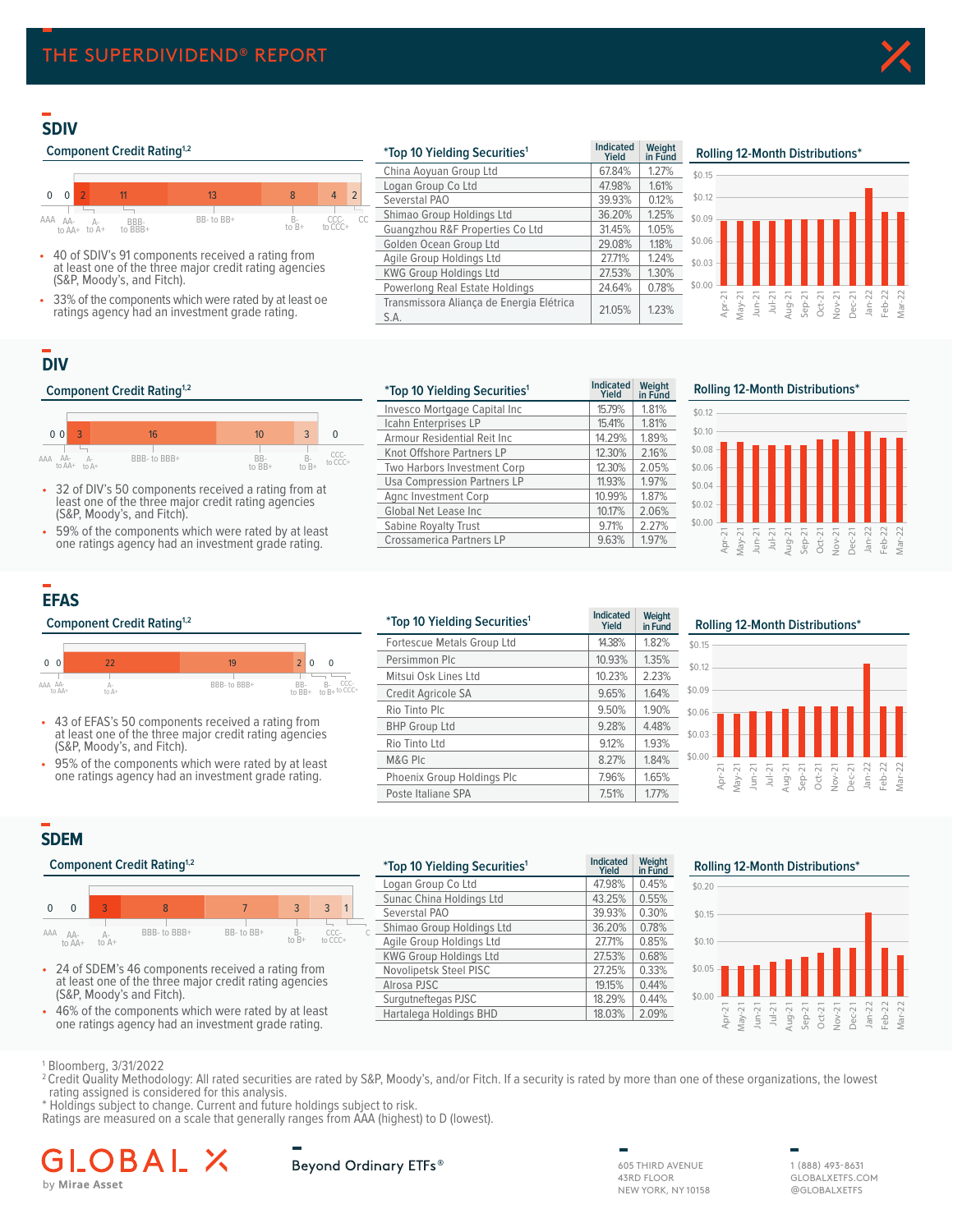# THE SUPERDIVIDEND® REPORT

## SDIV

### Component Credit Rating[1,2]

| AAA | AA- to AA+ | A- to A+ | BBB- to BBB+ | BB- to BB+ | B- to B+ | CCC- to CCC+ | CC |
|---|---|---|---|---|---|---|---|
| 0 | 0 | 2 | 11 | 13 | 8 | 4 | 2 |

- 40 of SDIV's 91 components received a rating from at least one of the three major credit rating agencies (S&P, Moody's, and Fitch).
- 33% of the components which were rated by at least oe ratings agency had an investment grade rating.

### *Top 10 Yielding Securities[1]

| Security | Indicated Yield | Weight in Fund |
|---|---|---|
| China Aoyuan Group Ltd | 67.84% | 1.27% |
| Logan Group Co Ltd | 47.98% | 1.61% |
| Severstal PAO | 39.93% | 0.12% |
| Shimao Group Holdings Ltd | 36.20% | 1.25% |
| Guangzhou R&F Properties Co Ltd | 31.45% | 1.05% |
| Golden Ocean Group Ltd | 29.08% | 1.18% |
| Agile Group Holdings Ltd | 27.71% | 1.24% |
| KWG Group Holdings Ltd | 27.53% | 1.30% |
| Powerlong Real Estate Holdings | 24.64% | 0.78% |
| Transmissora Aliança de Energia Elétrica S.A. | 21.05% | 1.23% |

### Rolling 12-Month Distributions*

## DIV

### Component Credit Rating[1,2]

| AAA | AA- to AA+ | A- to A+ | BBB- to BBB+ | BB- to BB+ | B- to B+ | CCC- to CCC+ |
|---|---|---|---|---|---|---|
| 0 | 0 | 3 | 16 | 10 | 3 | 0 |

- 32 of DIV's 50 components received a rating from at least one of the three major credit rating agencies (S&P, Moody's, and Fitch).
- 59% of the components which were rated by at least one ratings agency had an investment grade rating.

### *Top 10 Yielding Securities[1]

| Security | Indicated Yield | Weight in Fund |
|---|---|---|
| Invesco Mortgage Capital Inc | 15.79% | 1.81% |
| Icahn Enterprises LP | 15.41% | 1.81% |
| Armour Residential Reit Inc | 14.29% | 1.89% |
| Knot Offshore Partners LP | 12.30% | 2.16% |
| Two Harbors Investment Corp | 12.30% | 2.05% |
| Usa Compression Partners LP | 11.93% | 1.97% |
| Agnc Investment Corp | 10.99% | 1.87% |
| Global Net Lease Inc | 10.17% | 2.06% |
| Sabine Royalty Trust | 9.71% | 2.27% |
| Crossamerica Partners LP | 9.63% | 1.97% |

### Rolling 12-Month Distributions*

## EFAS

### Component Credit Rating[1,2]

| AAA | AA- to AA+ | A- to A+ | BBB- to BBB+ | BB- to BB+ | B- to B+ | CCC- to CCC+ |
|---|---|---|---|---|---|---|
| 0 | 0 | 22 | 19 | 2 | 0 | 0 |

- 43 of EFAS's 50 components received a rating from at least one of the three major credit rating agencies (S&P, Moody's, and Fitch).
- 95% of the components which were rated by at least one ratings agency had an investment grade rating.

### *Top 10 Yielding Securities[1]

| Security | Indicated Yield | Weight in Fund |
|---|---|---|
| Fortescue Metals Group Ltd | 14.38% | 1.82% |
| Persimmon Plc | 10.93% | 1.35% |
| Mitsui Osk Lines Ltd | 10.23% | 2.23% |
| Credit Agricole SA | 9.65% | 1.64% |
| Rio Tinto Plc | 9.50% | 1.90% |
| BHP Group Ltd | 9.28% | 4.48% |
| Rio Tinto Ltd | 9.12% | 1.93% |
| M&G Plc | 8.27% | 1.84% |
| Phoenix Group Holdings Plc | 7.96% | 1.65% |
| Poste Italiane SPA | 7.51% | 1.77% |

### Rolling 12-Month Distributions*

## SDEM

### Component Credit Rating[1,2]

| AAA | AA- to AA+ | A- to A+ | BBB- to BBB+ | BB- to BB+ | B- to B+ | CCC- to CCC+ | C |
|---|---|---|---|---|---|---|---|
| 0 | 0 | 3 | 8 | 7 | 3 | 3 | 1 |

- 24 of SDEM's 46 components received a rating from at least one of the three major credit rating agencies (S&P, Moody's, and Fitch).
- 46% of the components which were rated by at least one ratings agency had an investment grade rating.

### *Top 10 Yielding Securities[1]

| Security | Indicated Yield | Weight in Fund |
|---|---|---|
| Logan Group Co Ltd | 47.98% | 0.45% |
| Sunac China Holdings Ltd | 43.25% | 0.55% |
| Severstal PAO | 39.93% | 0.30% |
| Shimao Group Holdings Ltd | 36.20% | 0.78% |
| Agile Group Holdings Ltd | 27.71% | 0.85% |
| KWG Group Holdings Ltd | 27.53% | 0.68% |
| Novolipetsk Steel PISC | 27.25% | 0.33% |
| Alrosa PJSC | 19.15% | 0.44% |
| Surgutneftegas PJSC | 18.29% | 0.44% |
| Hartalega Holdings BHD | 18.03% | 2.09% |

### Rolling 12-Month Distributions*

[1] Bloomberg, 3/31/2022

[2] Credit Quality Methodology: All rated securities are rated by S&P, Moody's, and/or Fitch. If a security is rated by more than one of these organizations, the lowest rating assigned is considered for this analysis.

\* Holdings subject to change. Current and future holdings subject to risk.

Ratings are measured on a scale that generally ranges from AAA (highest) to D (lowest).

GLOBAL X by Mirae Asset

Beyond Ordinary ETFs®

605 THIRD AVENUE
43RD FLOOR
NEW YORK, NY 10158

1 (888) 493-8631
GLOBALXETFS.COM
@GLOBALXETFS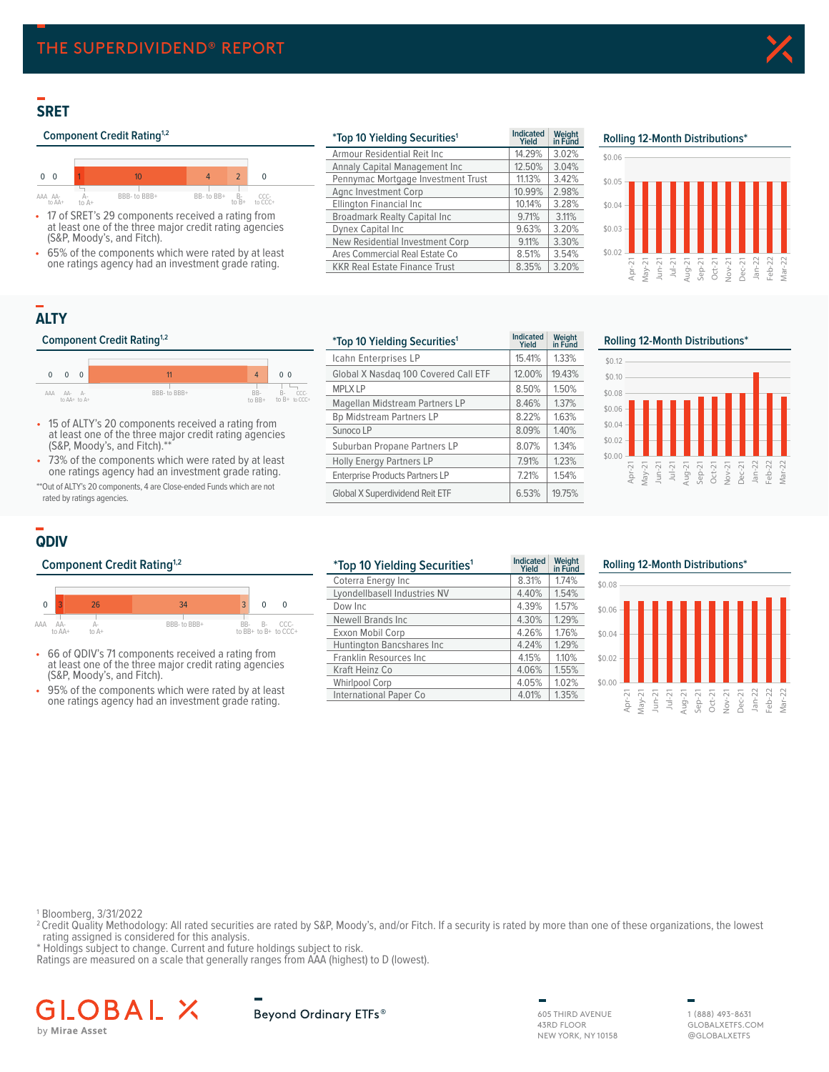## SRET

### Component Credit Rating[1,2]

| AAA | AA- to AA+ | A- to A+ | BBB- to BBB+ | BB- to BB+ | B- to B+ | CCC- to CCC+ |
|---|---|---|---|---|---|---|
| 0 | 0 | 1 | 10 | 4 | 2 | 0 |

- 17 of SRET's 29 components received a rating from at least one of the three major credit rating agencies (S&P, Moody's, and Fitch).
- 65% of the components which were rated by at least one ratings agency had an investment grade rating.

### *Top 10 Yielding Securities[1]

| | Indicated Yield | Weight in Fund |
|---|---|---|
| Armour Residential Reit Inc | 14.29% | 3.02% |
| Annaly Capital Management Inc | 12.50% | 3.04% |
| Pennymac Mortgage Investment Trust | 11.13% | 3.42% |
| Agnc Investment Corp | 10.99% | 2.98% |
| Ellington Financial Inc | 10.14% | 3.28% |
| Broadmark Realty Capital Inc | 9.71% | 3.11% |
| Dynex Capital Inc | 9.63% | 3.20% |
| New Residential Investment Corp | 9.11% | 3.30% |
| Ares Commercial Real Estate Co | 8.51% | 3.54% |
| KKR Real Estate Finance Trust | 8.35% | 3.20% |

### Rolling 12-Month Distributions*

## ALTY

### Component Credit Rating[1,2]

| AAA | AA- to AA+ | A- to A+ | BBB- to BBB+ | BB- to BB+ | B- to B+ | CCC- to CCC+ |
|---|---|---|---|---|---|---|
| 0 | 0 | 0 | 11 | 4 | 0 | 0 |

- 15 of ALTY's 20 components received a rating from at least one of the three major credit rating agencies (S&P, Moody's, and Fitch).**
- 73% of the components which were rated by at least one ratings agency had an investment grade rating.

**Out of ALTY's 20 components, 4 are Close-ended Funds which are not rated by ratings agencies.

### *Top 10 Yielding Securities[1]

| | Indicated Yield | Weight in Fund |
|---|---|---|
| Icahn Enterprises LP | 15.41% | 1.33% |
| Global X Nasdaq 100 Covered Call ETF | 12.00% | 19.43% |
| MPLX LP | 8.50% | 1.50% |
| Magellan Midstream Partners LP | 8.46% | 1.37% |
| Bp Midstream Partners LP | 8.22% | 1.63% |
| Sunoco LP | 8.09% | 1.40% |
| Suburban Propane Partners LP | 8.07% | 1.34% |
| Holly Energy Partners LP | 7.91% | 1.23% |
| Enterprise Products Partners LP | 7.21% | 1.54% |
| Global X Superdividend Reit ETF | 6.53% | 19.75% |

### Rolling 12-Month Distributions*

## QDIV

### Component Credit Rating[1,2]

| AAA | AA- to AA+ | A- to A+ | BBB- to BBB+ | BB- to BB+ | B- to B+ | CCC- to CCC+ |
|---|---|---|---|---|---|---|
| 0 | 3 | 26 | 34 | 3 | 0 | 0 |

- 66 of QDIV's 71 components received a rating from at least one of the three major credit rating agencies (S&P, Moody's, and Fitch).
- 95% of the components which were rated by at least one ratings agency had an investment grade rating.

### *Top 10 Yielding Securities[1]

| | Indicated Yield | Weight in Fund |
|---|---|---|
| Coterra Energy Inc | 8.31% | 1.74% |
| Lyondellbasell Industries NV | 4.40% | 1.54% |
| Dow Inc | 4.39% | 1.57% |
| Newell Brands Inc | 4.30% | 1.29% |
| Exxon Mobil Corp | 4.26% | 1.76% |
| Huntington Bancshares Inc | 4.24% | 1.29% |
| Franklin Resources Inc | 4.15% | 1.10% |
| Kraft Heinz Co | 4.06% | 1.55% |
| Whirlpool Corp | 4.05% | 1.02% |
| International Paper Co | 4.01% | 1.35% |

### Rolling 12-Month Distributions*

[1] Bloomberg, 3/31/2022

[2] Credit Quality Methodology: All rated securities are rated by S&P, Moody's, and/or Fitch. If a security is rated by more than one of these organizations, the lowest rating assigned is considered for this analysis.

\* Holdings subject to change. Current and future holdings subject to risk.

Ratings are measured on a scale that generally ranges from AAA (highest) to D (lowest).

GLOBAL X by Mirae Asset

Beyond Ordinary ETFs®

605 THIRD AVENUE
43RD FLOOR
NEW YORK, NY 10158

1 (888) 493-8631
GLOBALXETFS.COM
@GLOBALXETFS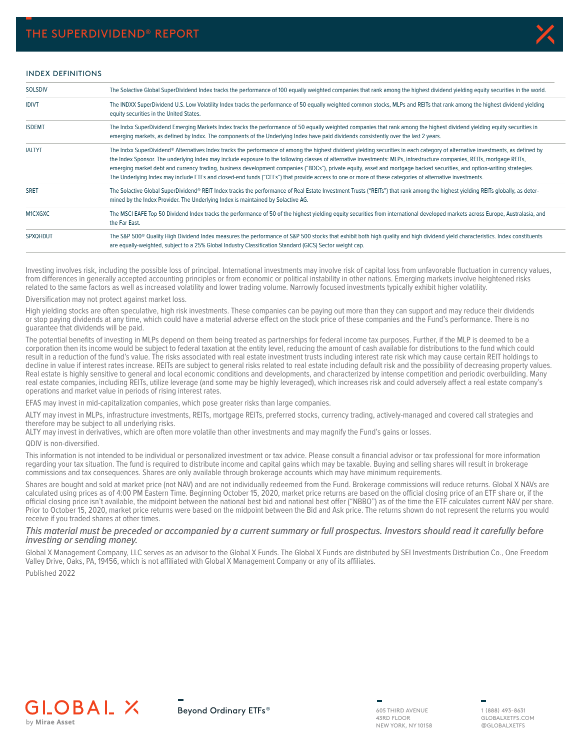## INDEX DEFINITIONS

| | |
|---|---|
| SOLSDIV | The Solactive Global SuperDividend Index tracks the performance of 100 equally weighted companies that rank among the highest dividend yielding equity securities in the world. |
| IDIVT | The INDXX SuperDividend U.S. Low Volatility Index tracks the performance of 50 equally weighted common stocks, MLPs and REITs that rank among the highest dividend yielding equity securities in the United States. |
| ISDEMT | The Indxx SuperDividend Emerging Markets Index tracks the performance of 50 equally weighted companies that rank among the highest dividend yielding equity securities in emerging markets, as defined by Indxx. The components of the Underlying Index have paid dividends consistently over the last 2 years. |
| IALTYT | The Indxx SuperDividend® Alternatives Index tracks the performance of among the highest dividend yielding securities in each category of alternative investments, as defined by the Index Sponsor. The underlying Index may include exposure to the following classes of alternative investments: MLPs, infrastructure companies, REITs, mortgage REITs, emerging market debt and currency trading, business development companies ("BDCs"), private equity, asset and mortgage backed securities, and option-writing strategies. The Underlying Index may include ETFs and closed-end funds ("CEFs") that provide access to one or more of these categories of alternative investments. |
| SRET | The Solactive Global SuperDividend® REIT Index tracks the performance of Real Estate Investment Trusts ("REITs") that rank among the highest yielding REITs globally, as determined by the Index Provider. The Underlying Index is maintained by Solactive AG. |
| M1CXGXC | The MSCI EAFE Top 50 Dividend Index tracks the performance of 50 of the highest yielding equity securities from international developed markets across Europe, Australasia, and the Far East. |
| SPXQHDUT | The S&P 500® Quality High Dividend Index measures the performance of S&P 500 stocks that exhibit both high quality and high dividend yield characteristics. Index constituents are equally-weighted, subject to a 25% Global Industry Classification Standard (GICS) Sector weight cap. |

Investing involves risk, including the possible loss of principal. International investments may involve risk of capital loss from unfavorable fluctuation in currency values, from differences in generally accepted accounting principles or from economic or political instability in other nations. Emerging markets involve heightened risks related to the same factors as well as increased volatility and lower trading volume. Narrowly focused investments typically exhibit higher volatility.

Diversification may not protect against market loss.

High yielding stocks are often speculative, high risk investments. These companies can be paying out more than they can support and may reduce their dividends or stop paying dividends at any time, which could have a material adverse effect on the stock price of these companies and the Fund's performance. There is no guarantee that dividends will be paid.

The potential benefits of investing in MLPs depend on them being treated as partnerships for federal income tax purposes. Further, if the MLP is deemed to be a corporation then its income would be subject to federal taxation at the entity level, reducing the amount of cash available for distributions to the fund which could result in a reduction of the fund's value. The risks associated with real estate investment trusts including interest rate risk which may cause certain REIT holdings to decline in value if interest rates increase. REITs are subject to general risks related to real estate including default risk and the possibility of decreasing property values. Real estate is highly sensitive to general and local economic conditions and developments, and characterized by intense competition and periodic overbuilding. Many real estate companies, including REITs, utilize leverage (and some may be highly leveraged), which increases risk and could adversely affect a real estate company's operations and market value in periods of rising interest rates.

EFAS may invest in mid-capitalization companies, which pose greater risks than large companies.

ALTY may invest in MLPs, infrastructure investments, REITs, mortgage REITs, preferred stocks, currency trading, actively-managed and covered call strategies and therefore may be subject to all underlying risks.
ALTY may invest in derivatives, which are often more volatile than other investments and may magnify the Fund's gains or losses.

QDIV is non-diversified.

This information is not intended to be individual or personalized investment or tax advice. Please consult a financial advisor or tax professional for more information regarding your tax situation. The fund is required to distribute income and capital gains which may be taxable. Buying and selling shares will result in brokerage commissions and tax consequences. Shares are only available through brokerage accounts which may have minimum requirements.

Shares are bought and sold at market price (not NAV) and are not individually redeemed from the Fund. Brokerage commissions will reduce returns. Global X NAVs are calculated using prices as of 4:00 PM Eastern Time. Beginning October 15, 2020, market price returns are based on the official closing price of an ETF share or, if the official closing price isn't available, the midpoint between the national best bid and national best offer ("NBBO") as of the time the ETF calculates current NAV per share. Prior to October 15, 2020, market price returns were based on the midpoint between the Bid and Ask price. The returns shown do not represent the returns you would receive if you traded shares at other times.

***This material must be preceded or accompanied by a current summary or full prospectus. Investors should read it carefully before investing or sending money.***

Global X Management Company, LLC serves as an advisor to the Global X Funds. The Global X Funds are distributed by SEI Investments Distribution Co., One Freedom Valley Drive, Oaks, PA, 19456, which is not affiliated with Global X Management Company or any of its affiliates.

Published 2022

GLOBAL X by Mirae Asset

Beyond Ordinary ETFs®

605 THIRD AVENUE
43RD FLOOR
NEW YORK, NY 10158

1 (888) 493-8631
GLOBALXETFS.COM
@GLOBALXETFS